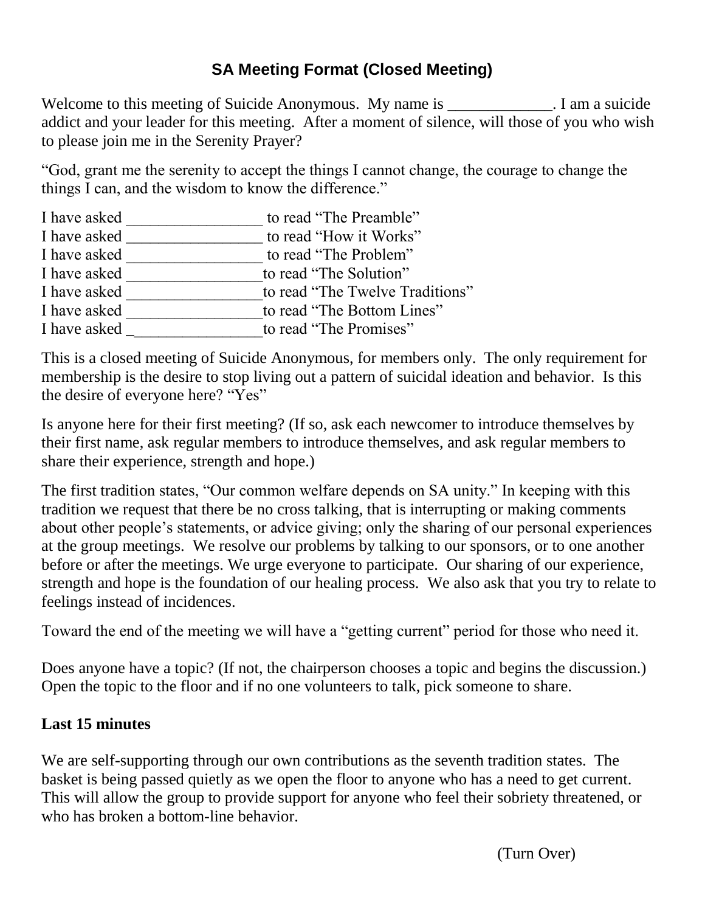## SA Meeting Format (Closed Meeting)

Welcome to this meeting of Suicide Anonymous. My name is _____________. I am a suicide addict and your leader for this meeting. After a moment of silence, will those of you who wish to please join me in the Serenity Prayer?

"God, grant me the serenity to accept the things I cannot change, the courage to change the things I can, and the wisdom to know the difference."

I have asked _________________ to read "The Preamble"
I have asked _________________ to read "How it Works"
I have asked _________________ to read "The Problem"
I have asked _________________ to read "The Solution"
I have asked _________________ to read "The Twelve Traditions"
I have asked _________________ to read "The Bottom Lines"
I have asked _________________ to read "The Promises"

This is a closed meeting of Suicide Anonymous, for members only. The only requirement for membership is the desire to stop living out a pattern of suicidal ideation and behavior. Is this the desire of everyone here? "Yes"

Is anyone here for their first meeting? (If so, ask each newcomer to introduce themselves by their first name, ask regular members to introduce themselves, and ask regular members to share their experience, strength and hope.)

The first tradition states, "Our common welfare depends on SA unity." In keeping with this tradition we request that there be no cross talking, that is interrupting or making comments about other people's statements, or advice giving; only the sharing of our personal experiences at the group meetings. We resolve our problems by talking to our sponsors, or to one another before or after the meetings. We urge everyone to participate. Our sharing of our experience, strength and hope is the foundation of our healing process. We also ask that you try to relate to feelings instead of incidences.

Toward the end of the meeting we will have a "getting current" period for those who need it.

Does anyone have a topic? (If not, the chairperson chooses a topic and begins the discussion.) Open the topic to the floor and if no one volunteers to talk, pick someone to share.

**Last 15 minutes**

We are self-supporting through our own contributions as the seventh tradition states. The basket is being passed quietly as we open the floor to anyone who has a need to get current. This will allow the group to provide support for anyone who feel their sobriety threatened, or who has broken a bottom-line behavior.

(Turn Over)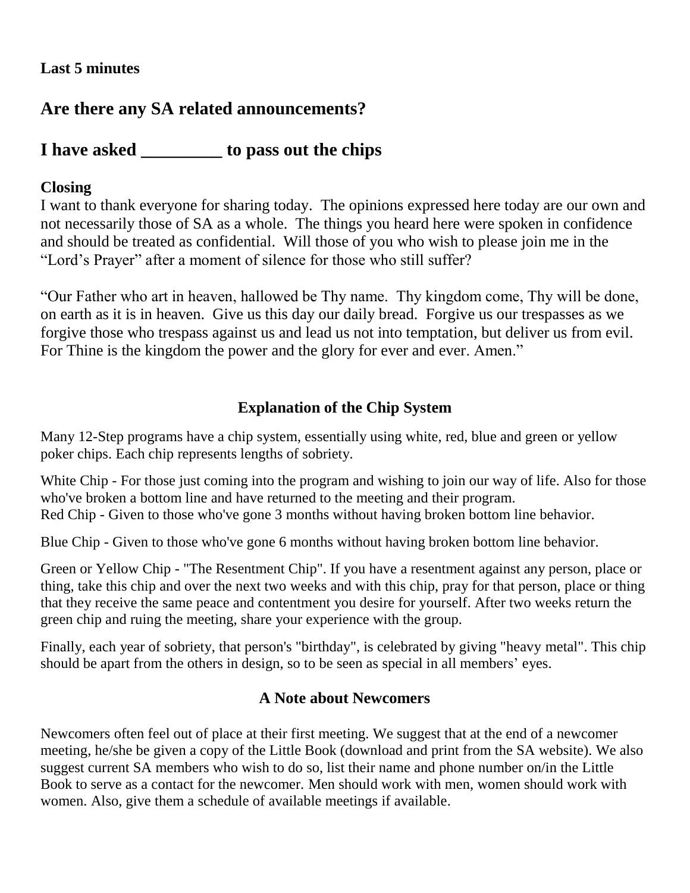**Last 5 minutes**

## Are there any SA related announcements?

## I have asked _________ to pass out the chips

**Closing**

I want to thank everyone for sharing today. The opinions expressed here today are our own and not necessarily those of SA as a whole. The things you heard here were spoken in confidence and should be treated as confidential. Will those of you who wish to please join me in the "Lord's Prayer" after a moment of silence for those who still suffer?

"Our Father who art in heaven, hallowed be Thy name. Thy kingdom come, Thy will be done, on earth as it is in heaven. Give us this day our daily bread. Forgive us our trespasses as we forgive those who trespass against us and lead us not into temptation, but deliver us from evil. For Thine is the kingdom the power and the glory for ever and ever. Amen."

### Explanation of the Chip System

Many 12-Step programs have a chip system, essentially using white, red, blue and green or yellow poker chips. Each chip represents lengths of sobriety.

White Chip - For those just coming into the program and wishing to join our way of life. Also for those who've broken a bottom line and have returned to the meeting and their program.
Red Chip - Given to those who've gone 3 months without having broken bottom line behavior.

Blue Chip - Given to those who've gone 6 months without having broken bottom line behavior.

Green or Yellow Chip - "The Resentment Chip". If you have a resentment against any person, place or thing, take this chip and over the next two weeks and with this chip, pray for that person, place or thing that they receive the same peace and contentment you desire for yourself. After two weeks return the green chip and ruing the meeting, share your experience with the group.

Finally, each year of sobriety, that person's "birthday", is celebrated by giving "heavy metal". This chip should be apart from the others in design, so to be seen as special in all members' eyes.

### A Note about Newcomers

Newcomers often feel out of place at their first meeting. We suggest that at the end of a newcomer meeting, he/she be given a copy of the Little Book (download and print from the SA website). We also suggest current SA members who wish to do so, list their name and phone number on/in the Little Book to serve as a contact for the newcomer. Men should work with men, women should work with women. Also, give them a schedule of available meetings if available.